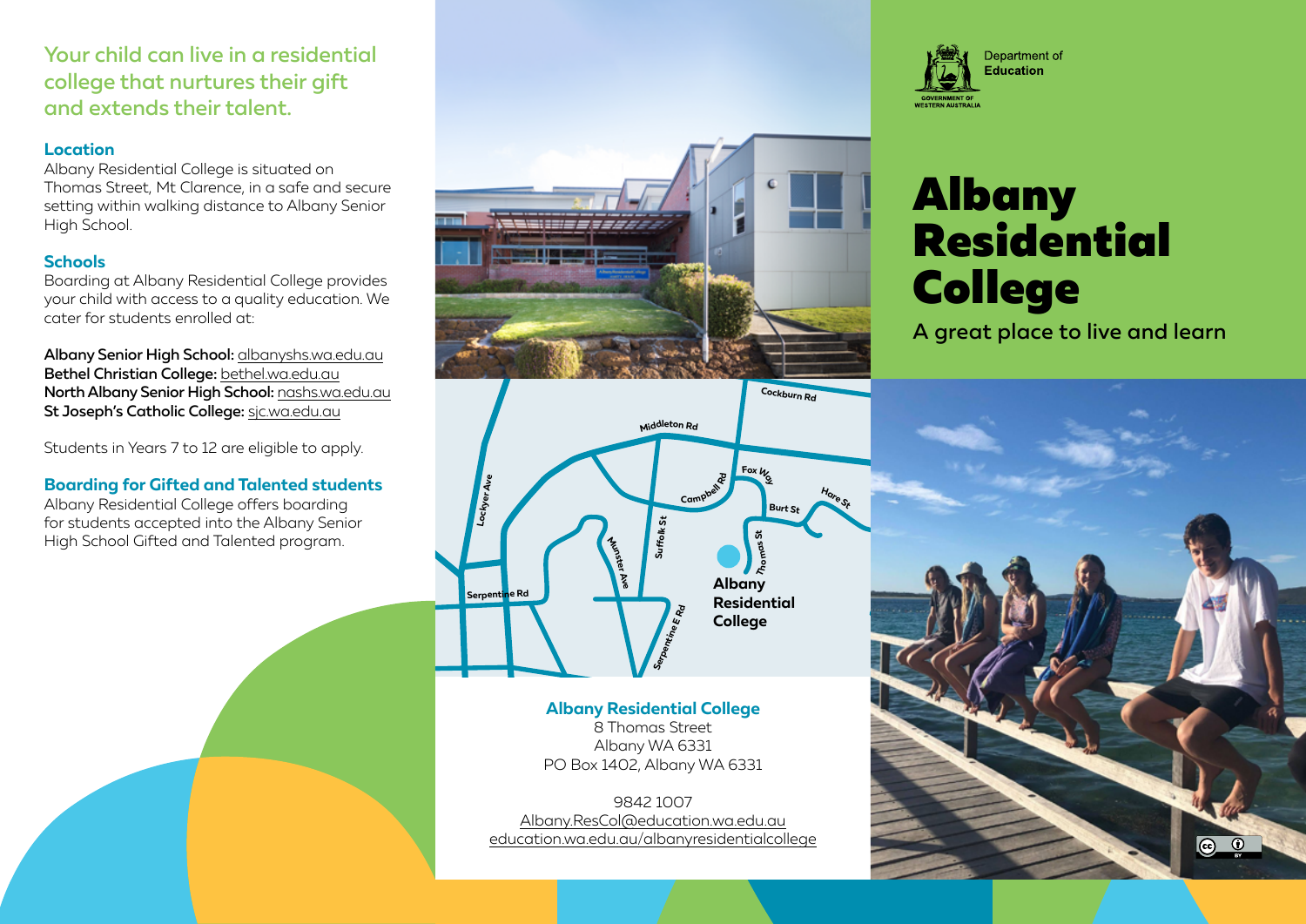## Your child can live in a residential college that nurtures their gift and extends their talent.

### Location

Albany Residential College is situated on Thomas Street, Mt Clarence, in a safe and secure setting within walking distance to Albany Senior High School.

### Schools

Boarding at Albany Residential College provides your child with access to a quality education. We cater for students enrolled at:

**Albany Senior High School:** albanyshs.wa.edu.au
**Bethel Christian College:** bethel.wa.edu.au
**North Albany Senior High School:** nashs.wa.edu.au
**St Joseph's Catholic College:** sjc.wa.edu.au

Students in Years 7 to 12 are eligible to apply.

### Boarding for Gifted and Talented students

Albany Residential College offers boarding for students accepted into the Albany Senior High School Gifted and Talented program.

**Albany Residential College**
8 Thomas Street
Albany WA 6331
PO Box 1402, Albany WA 6331

9842 1007
Albany.ResCol@education.wa.edu.au
education.wa.edu.au/albanyresidentialcollege

Department of Education
GOVERNMENT OF WESTERN AUSTRALIA

# Albany Residential College

A great place to live and learn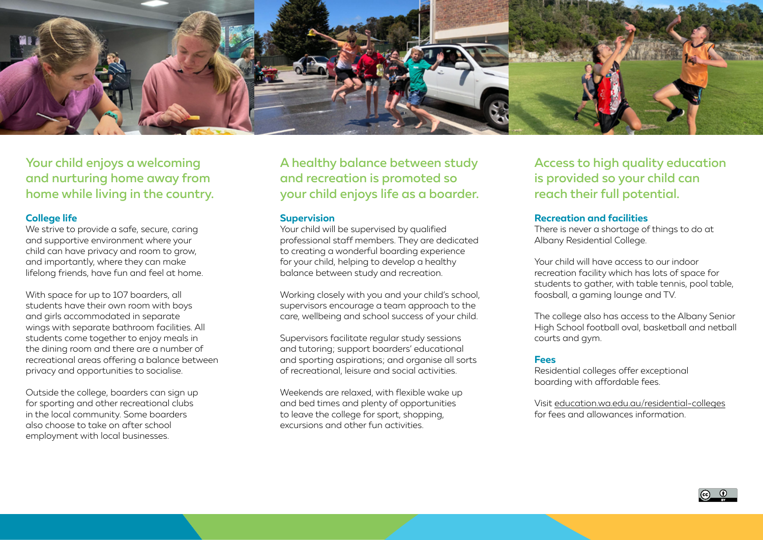## Your child enjoys a welcoming and nurturing home away from home while living in the country.

### College life

We strive to provide a safe, secure, caring and supportive environment where your child can have privacy and room to grow, and importantly, where they can make lifelong friends, have fun and feel at home.

With space for up to 107 boarders, all students have their own room with boys and girls accommodated in separate wings with separate bathroom facilities. All students come together to enjoy meals in the dining room and there are a number of recreational areas offering a balance between privacy and opportunities to socialise.

Outside the college, boarders can sign up for sporting and other recreational clubs in the local community. Some boarders also choose to take on after school employment with local businesses.

## A healthy balance between study and recreation is promoted so your child enjoys life as a boarder.

### Supervision

Your child will be supervised by qualified professional staff members. They are dedicated to creating a wonderful boarding experience for your child, helping to develop a healthy balance between study and recreation.

Working closely with you and your child's school, supervisors encourage a team approach to the care, wellbeing and school success of your child.

Supervisors facilitate regular study sessions and tutoring; support boarders' educational and sporting aspirations; and organise all sorts of recreational, leisure and social activities.

Weekends are relaxed, with flexible wake up and bed times and plenty of opportunities to leave the college for sport, shopping, excursions and other fun activities.

## Access to high quality education is provided so your child can reach their full potential.

### Recreation and facilities

There is never a shortage of things to do at Albany Residential College.

Your child will have access to our indoor recreation facility which has lots of space for students to gather, with table tennis, pool table, foosball, a gaming lounge and TV.

The college also has access to the Albany Senior High School football oval, basketball and netball courts and gym.

### Fees

Residential colleges offer exceptional boarding with affordable fees.

Visit education.wa.edu.au/residential-colleges for fees and allowances information.